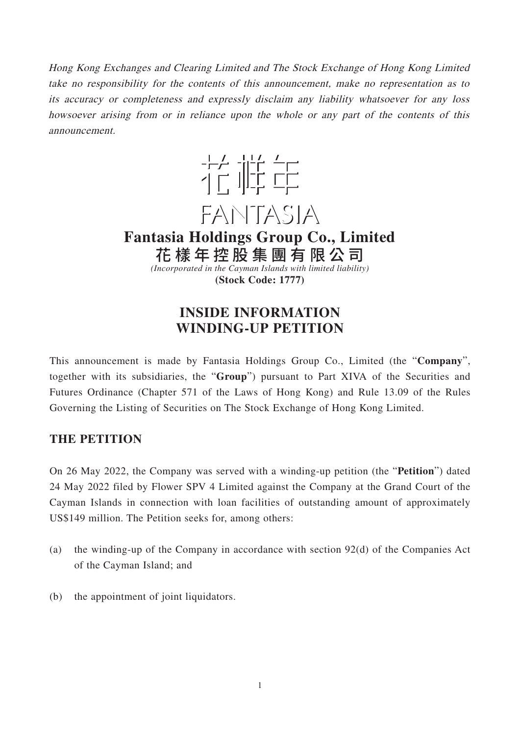*Hong Kong Exchanges and Clearing Limited and The Stock Exchange of Hong Kong Limited take no responsibility for the contents of this announcement, make no representation as to its accuracy or completeness and expressly disclaim any liability whatsoever for any loss howsoever arising from or in reliance upon the whole or any part of the contents of this announcement.*

花樣年

FANTASIA

**Fantasia Holdings Group Co., Limited**

**花樣年控股集團有限公司**

*(Incorporated in the Cayman Islands with limited liability)*

**(Stock Code: 1777)**

# INSIDE INFORMATION
# WINDING-UP PETITION

This announcement is made by Fantasia Holdings Group Co., Limited (the "**Company**", together with its subsidiaries, the "**Group**") pursuant to Part XIVA of the Securities and Futures Ordinance (Chapter 571 of the Laws of Hong Kong) and Rule 13.09 of the Rules Governing the Listing of Securities on The Stock Exchange of Hong Kong Limited.

## THE PETITION

On 26 May 2022, the Company was served with a winding-up petition (the "**Petition**") dated 24 May 2022 filed by Flower SPV 4 Limited against the Company at the Grand Court of the Cayman Islands in connection with loan facilities of outstanding amount of approximately US$149 million. The Petition seeks for, among others:

(a) the winding-up of the Company in accordance with section 92(d) of the Companies Act of the Cayman Island; and

(b) the appointment of joint liquidators.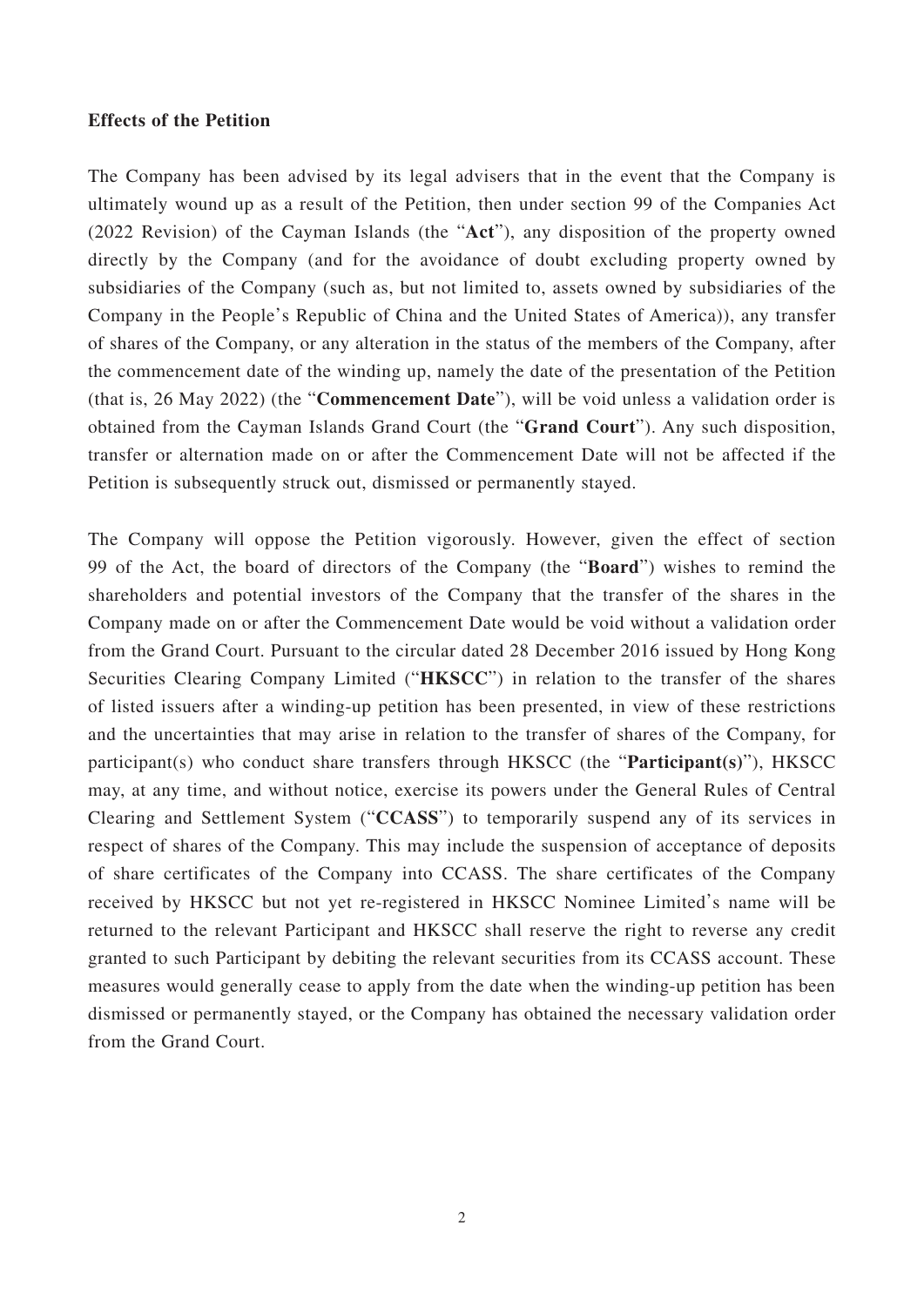**Effects of the Petition**

The Company has been advised by its legal advisers that in the event that the Company is ultimately wound up as a result of the Petition, then under section 99 of the Companies Act (2022 Revision) of the Cayman Islands (the "**Act**"), any disposition of the property owned directly by the Company (and for the avoidance of doubt excluding property owned by subsidiaries of the Company (such as, but not limited to, assets owned by subsidiaries of the Company in the People's Republic of China and the United States of America)), any transfer of shares of the Company, or any alteration in the status of the members of the Company, after the commencement date of the winding up, namely the date of the presentation of the Petition (that is, 26 May 2022) (the "**Commencement Date**"), will be void unless a validation order is obtained from the Cayman Islands Grand Court (the "**Grand Court**"). Any such disposition, transfer or alternation made on or after the Commencement Date will not be affected if the Petition is subsequently struck out, dismissed or permanently stayed.

The Company will oppose the Petition vigorously. However, given the effect of section 99 of the Act, the board of directors of the Company (the "**Board**") wishes to remind the shareholders and potential investors of the Company that the transfer of the shares in the Company made on or after the Commencement Date would be void without a validation order from the Grand Court. Pursuant to the circular dated 28 December 2016 issued by Hong Kong Securities Clearing Company Limited ("**HKSCC**") in relation to the transfer of the shares of listed issuers after a winding-up petition has been presented, in view of these restrictions and the uncertainties that may arise in relation to the transfer of shares of the Company, for participant(s) who conduct share transfers through HKSCC (the "**Participant(s)**"), HKSCC may, at any time, and without notice, exercise its powers under the General Rules of Central Clearing and Settlement System ("**CCASS**") to temporarily suspend any of its services in respect of shares of the Company. This may include the suspension of acceptance of deposits of share certificates of the Company into CCASS. The share certificates of the Company received by HKSCC but not yet re-registered in HKSCC Nominee Limited's name will be returned to the relevant Participant and HKSCC shall reserve the right to reverse any credit granted to such Participant by debiting the relevant securities from its CCASS account. These measures would generally cease to apply from the date when the winding-up petition has been dismissed or permanently stayed, or the Company has obtained the necessary validation order from the Grand Court.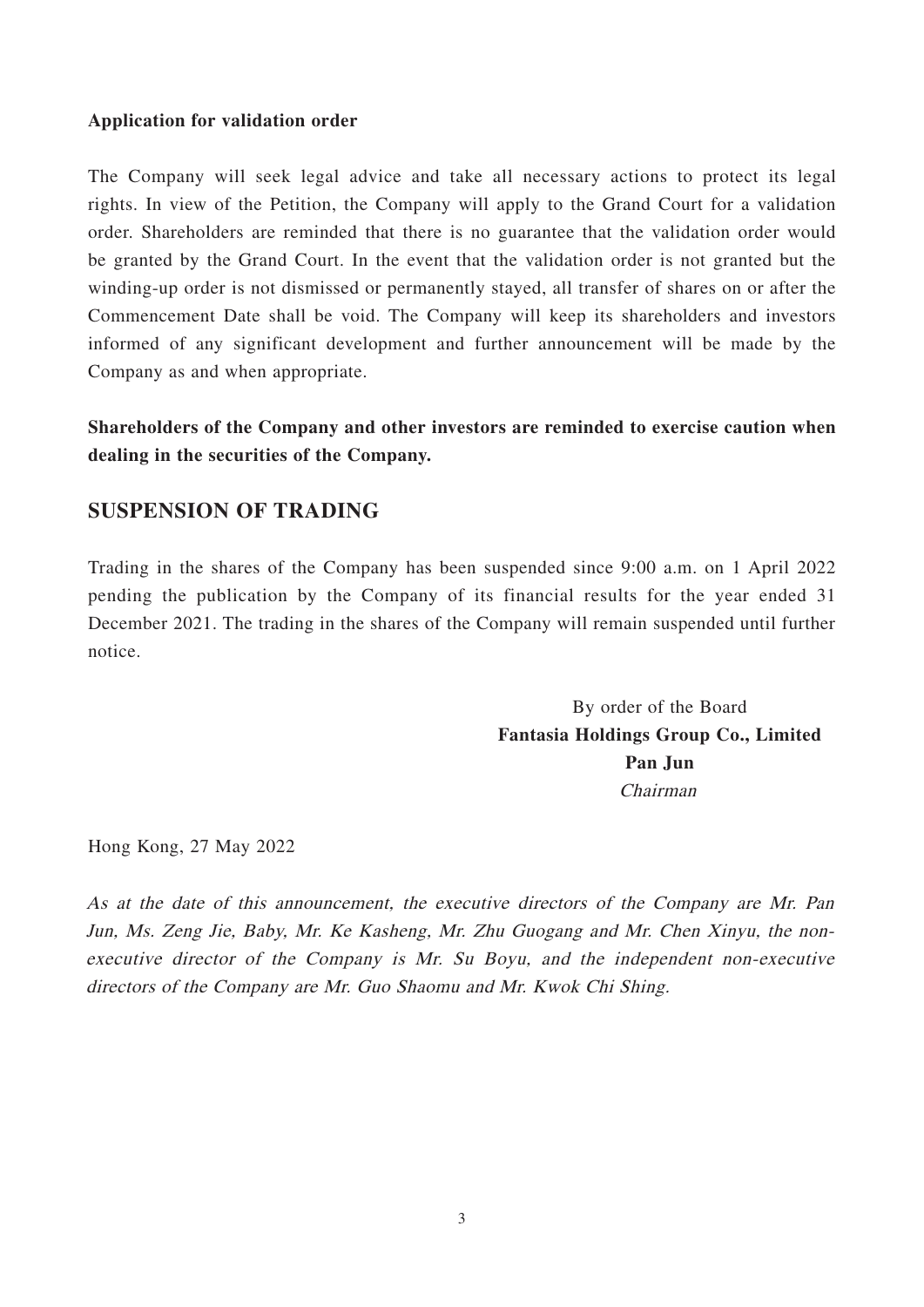**Application for validation order**

The Company will seek legal advice and take all necessary actions to protect its legal rights. In view of the Petition, the Company will apply to the Grand Court for a validation order. Shareholders are reminded that there is no guarantee that the validation order would be granted by the Grand Court. In the event that the validation order is not granted but the winding-up order is not dismissed or permanently stayed, all transfer of shares on or after the Commencement Date shall be void. The Company will keep its shareholders and investors informed of any significant development and further announcement will be made by the Company as and when appropriate.

**Shareholders of the Company and other investors are reminded to exercise caution when dealing in the securities of the Company.**

## SUSPENSION OF TRADING

Trading in the shares of the Company has been suspended since 9:00 a.m. on 1 April 2022 pending the publication by the Company of its financial results for the year ended 31 December 2021. The trading in the shares of the Company will remain suspended until further notice.

By order of the Board
**Fantasia Holdings Group Co., Limited**
**Pan Jun**
*Chairman*

Hong Kong, 27 May 2022

*As at the date of this announcement, the executive directors of the Company are Mr. Pan Jun, Ms. Zeng Jie, Baby, Mr. Ke Kasheng, Mr. Zhu Guogang and Mr. Chen Xinyu, the non-executive director of the Company is Mr. Su Boyu, and the independent non-executive directors of the Company are Mr. Guo Shaomu and Mr. Kwok Chi Shing.*